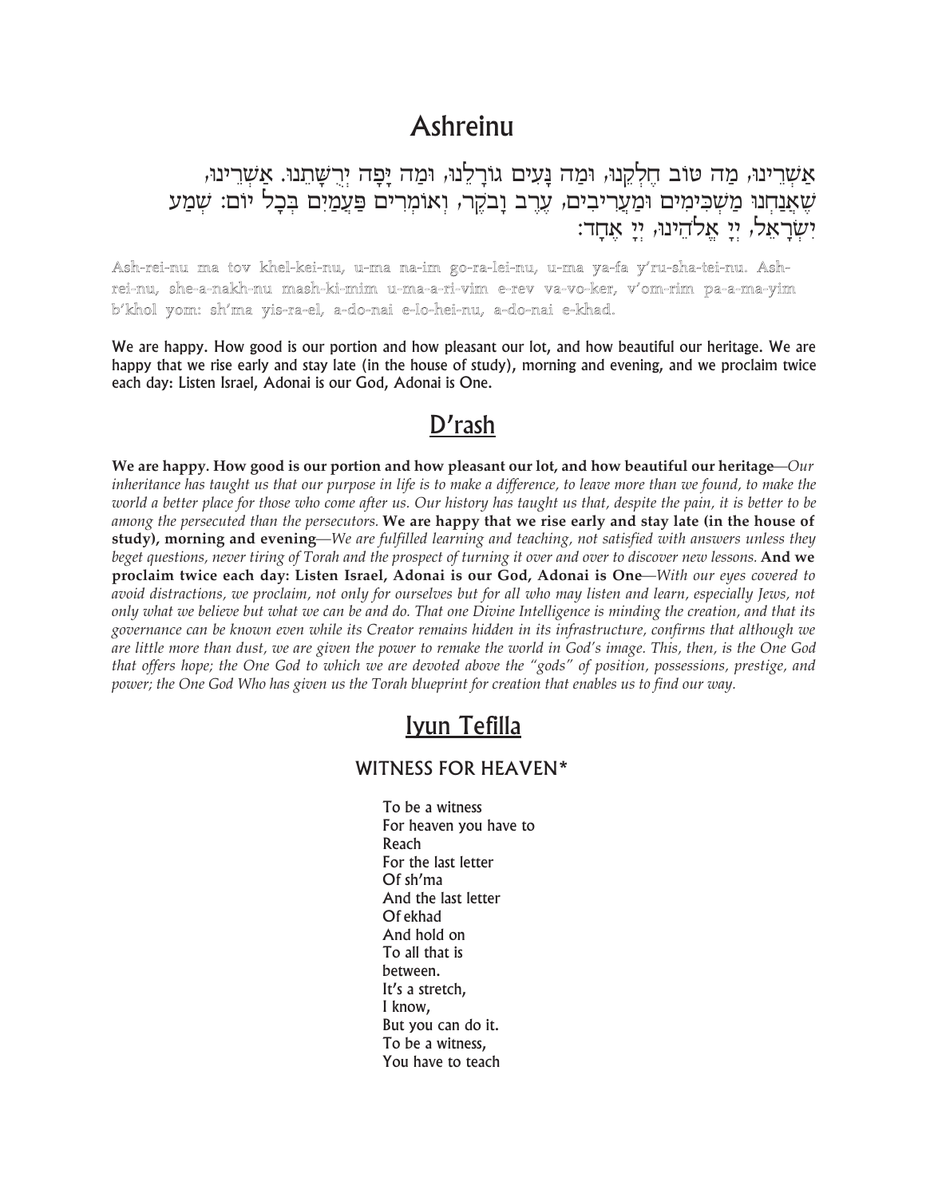# Ashreinu

אַשְׁרֵינוּ, מַה טּוֹב חֶלְקֵנוּ, וּמַה נָּעִים גּוֹרָלֵנוּ, וּמַה יָּפָה יְרֻשָּׁתֵנוּ. אַשְׁרֵינוּ, שֶׁאֲנַחְנוּ מַשְׁכִּימִים וּמַעֲרִיבִים, עֶרֶב וָבֹקֶר, וְאוֹמְרִים פַּעֲמַיִם בְּכָל יוֹם: שְׁמַע יִשְׂרָאֵל, יְיָ אֱלֹהֵינוּ, יְיָ אֶחָד:

Ash-rei-nu ma tov khel-kei-nu, u-ma na-im go-ra-lei-nu, u-ma ya-fa y'ru-sha-tei-nu. Ash-rei-nu, she-a-nakh-nu mash-ki-mim u-ma-a-ri-vim e-rev va-vo-ker, v'om-rim pa-a-ma-yim b'khol yom: sh'ma yis-ra-el, a-do-nai e-lo-hei-nu, a-do-nai e-khad.

We are happy. How good is our portion and how pleasant our lot, and how beautiful our heritage. We are happy that we rise early and stay late (in the house of study), morning and evening, and we proclaim twice each day: Listen Israel, Adonai is our God, Adonai is One.

## D'rash

**We are happy. How good is our portion and how pleasant our lot, and how beautiful our heritage**—*Our inheritance has taught us that our purpose in life is to make a difference, to leave more than we found, to make the world a better place for those who come after us. Our history has taught us that, despite the pain, it is better to be among the persecuted than the persecutors.* **We are happy that we rise early and stay late (in the house of study), morning and evening**—*We are fulfilled learning and teaching, not satisfied with answers unless they beget questions, never tiring of Torah and the prospect of turning it over and over to discover new lessons.* **And we proclaim twice each day: Listen Israel, Adonai is our God, Adonai is One**—*With our eyes covered to avoid distractions, we proclaim, not only for ourselves but for all who may listen and learn, especially Jews, not only what we believe but what we can be and do. That one Divine Intelligence is minding the creation, and that its governance can be known even while its Creator remains hidden in its infrastructure, confirms that although we are little more than dust, we are given the power to remake the world in God's image. This, then, is the One God that offers hope; the One God to which we are devoted above the "gods" of position, possessions, prestige, and power; the One God Who has given us the Torah blueprint for creation that enables us to find our way.*

## Iyun Tefilla

### WITNESS FOR HEAVEN*

To be a witness
For heaven you have to
Reach
For the last letter
Of sh'ma
And the last letter
Of ekhad
And hold on
To all that is
between.
It's a stretch,
I know,
But you can do it.
To be a witness,
You have to teach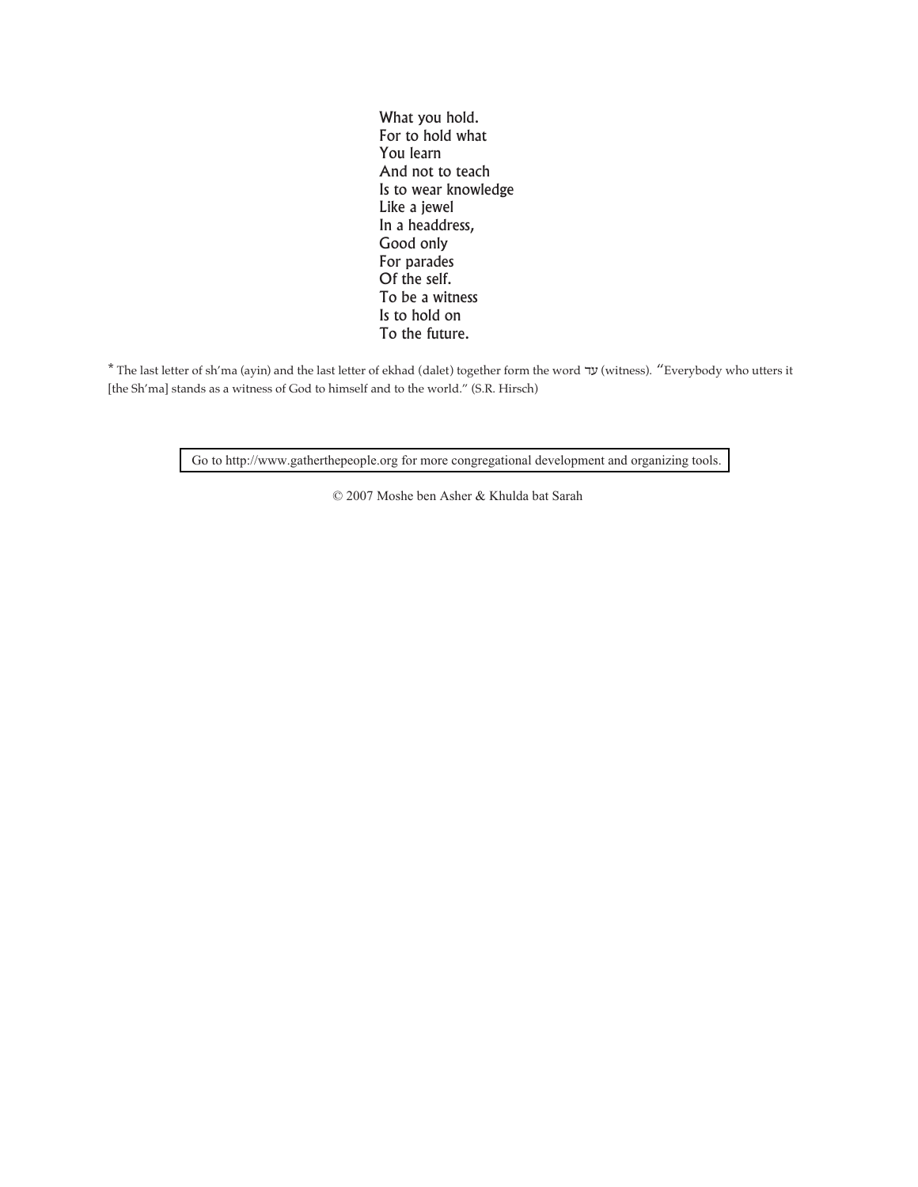What you hold.  
For to hold what  
You learn  
And not to teach  
Is to wear knowledge  
Like a jewel  
In a headdress,  
Good only  
For parades  
Of the self.  
To be a witness  
Is to hold on  
To the future.

* The last letter of sh'ma (ayin) and the last letter of ekhad (dalet) together form the word עד (witness). "Everybody who utters it [the Sh'ma] stands as a witness of God to himself and to the world." (S.R. Hirsch)

Go to http://www.gatherthepeople.org for more congregational development and organizing tools.

© 2007 Moshe ben Asher & Khulda bat Sarah